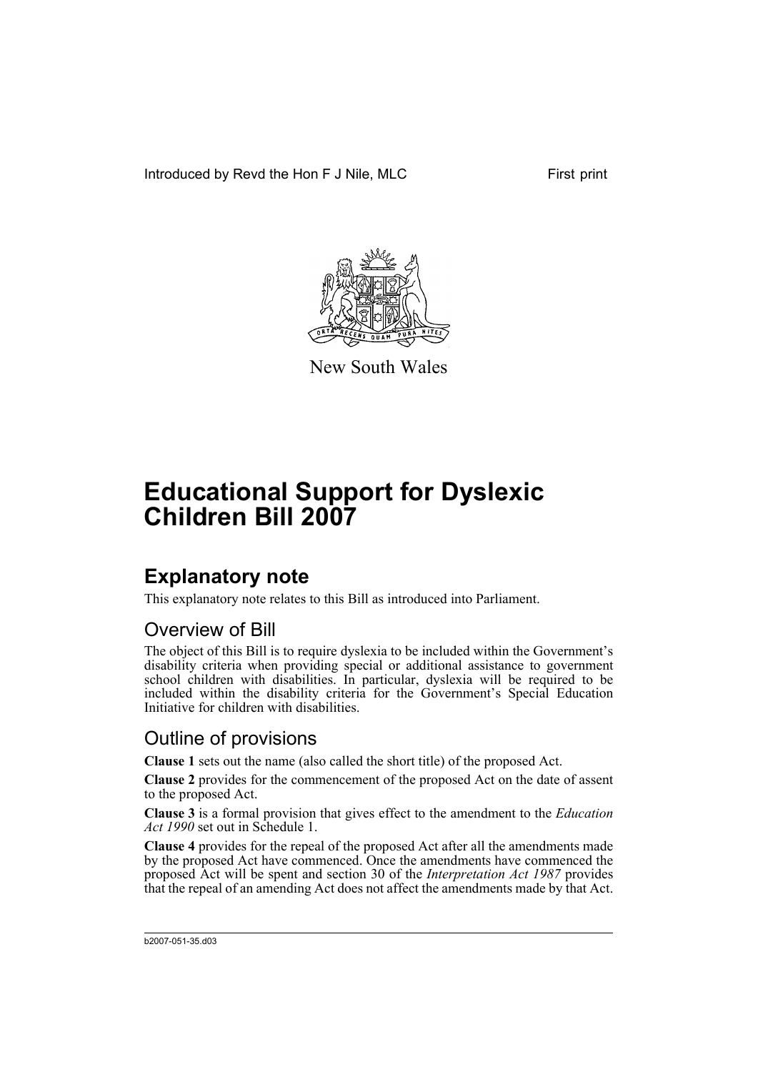Introduced by Revd the Hon F J Nile, MLC First print

New South Wales

# Educational Support for Dyslexic Children Bill 2007

## Explanatory note

This explanatory note relates to this Bill as introduced into Parliament.

### Overview of Bill

The object of this Bill is to require dyslexia to be included within the Government's disability criteria when providing special or additional assistance to government school children with disabilities. In particular, dyslexia will be required to be included within the disability criteria for the Government's Special Education Initiative for children with disabilities.

### Outline of provisions

**Clause 1** sets out the name (also called the short title) of the proposed Act.

**Clause 2** provides for the commencement of the proposed Act on the date of assent to the proposed Act.

**Clause 3** is a formal provision that gives effect to the amendment to the *Education Act 1990* set out in Schedule 1.

**Clause 4** provides for the repeal of the proposed Act after all the amendments made by the proposed Act have commenced. Once the amendments have commenced the proposed Act will be spent and section 30 of the *Interpretation Act 1987* provides that the repeal of an amending Act does not affect the amendments made by that Act.

b2007-051-35.d03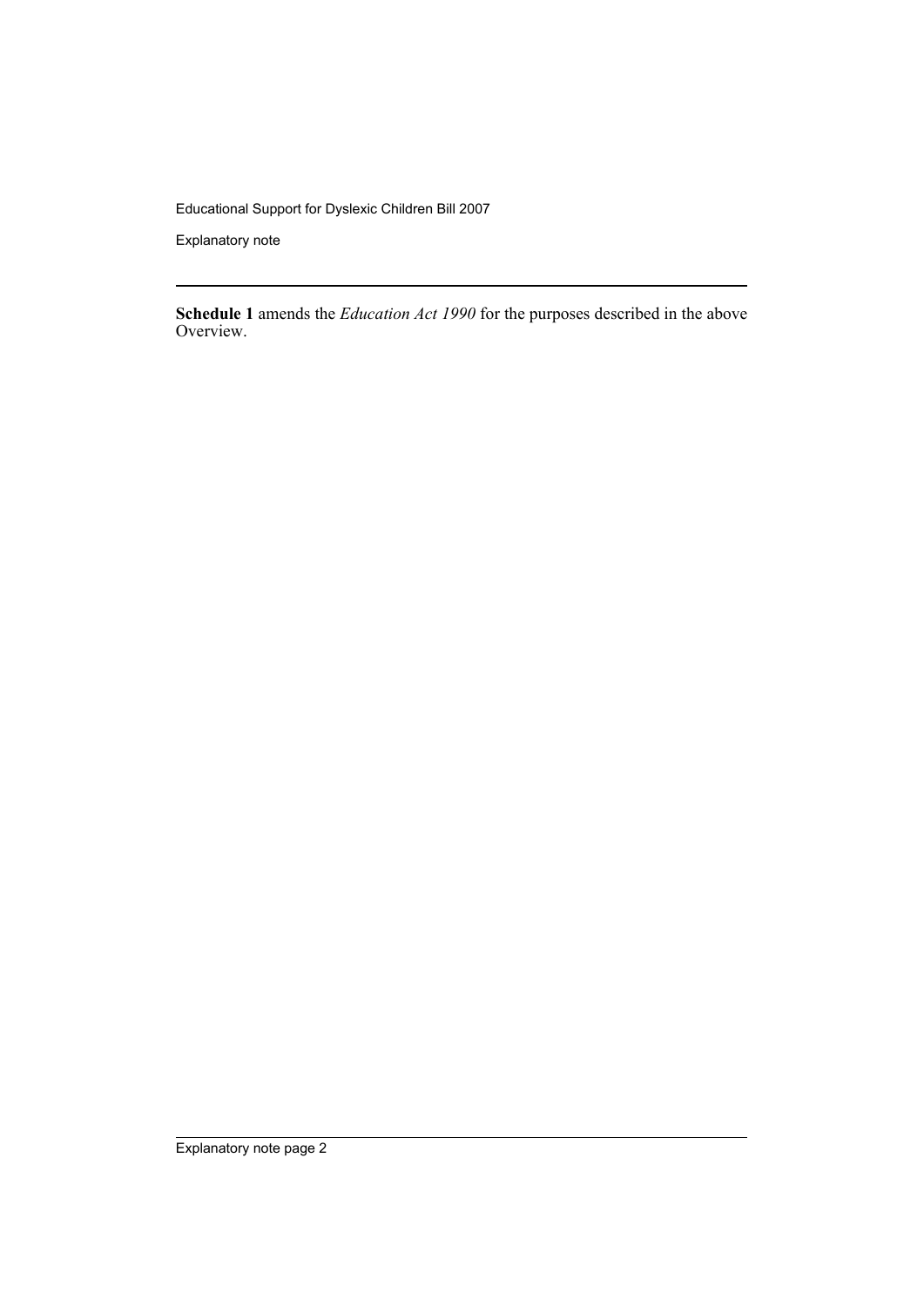**Schedule 1** amends the *Education Act 1990* for the purposes described in the above Overview.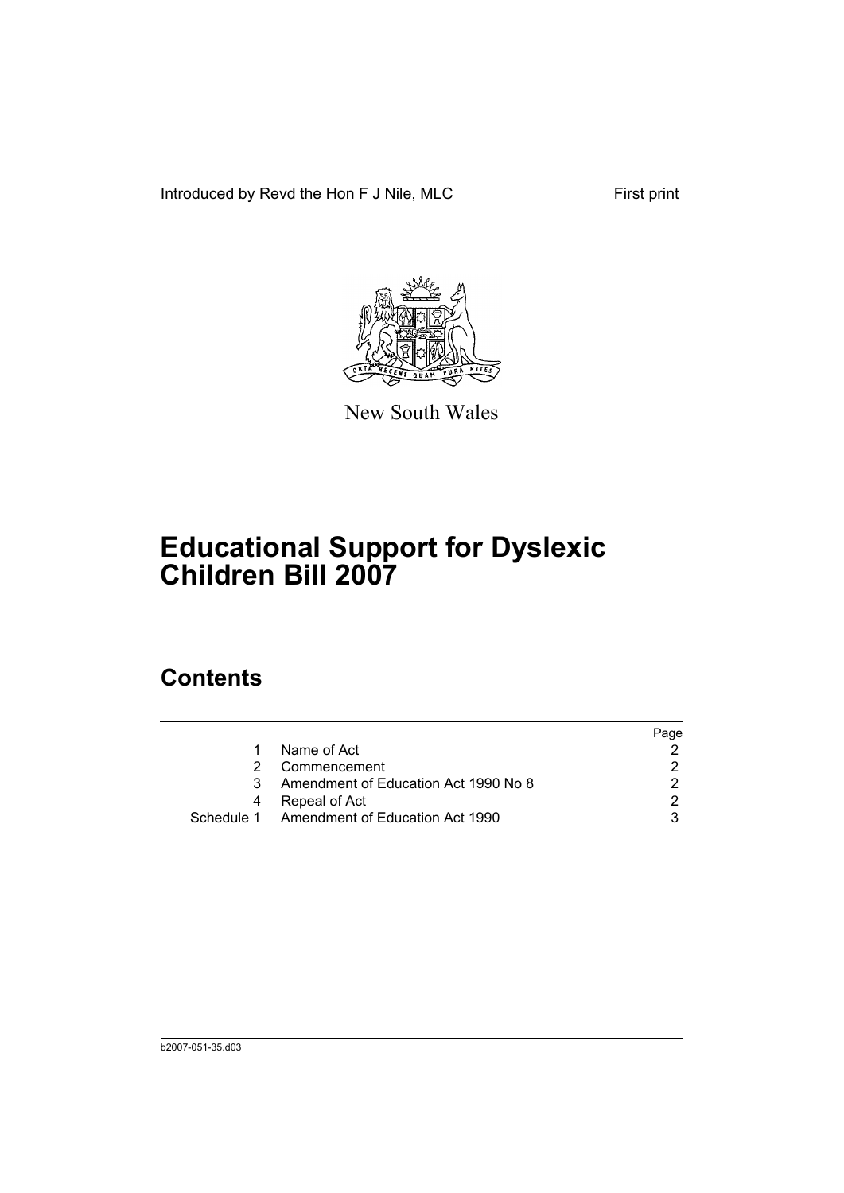Introduced by Revd the Hon F J Nile, MLC

First print

New South Wales

# Educational Support for Dyslexic Children Bill 2007

## Contents

| | | Page |
|---|---|---|
| 1 | Name of Act | 2 |
| 2 | Commencement | 2 |
| 3 | Amendment of Education Act 1990 No 8 | 2 |
| 4 | Repeal of Act | 2 |
| Schedule 1 | Amendment of Education Act 1990 | 3 |

b2007-051-35.d03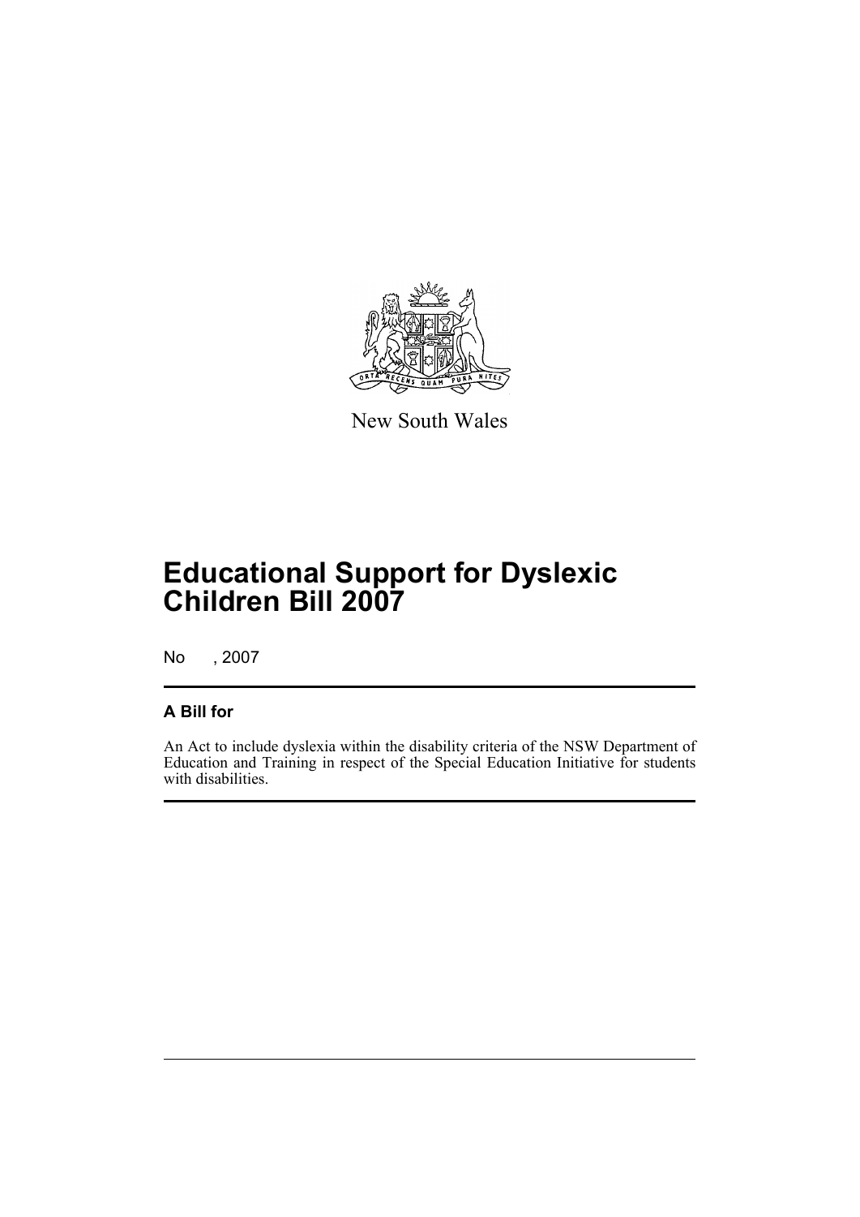New South Wales

# Educational Support for Dyslexic Children Bill 2007

No , 2007

## A Bill for

An Act to include dyslexia within the disability criteria of the NSW Department of Education and Training in respect of the Special Education Initiative for students with disabilities.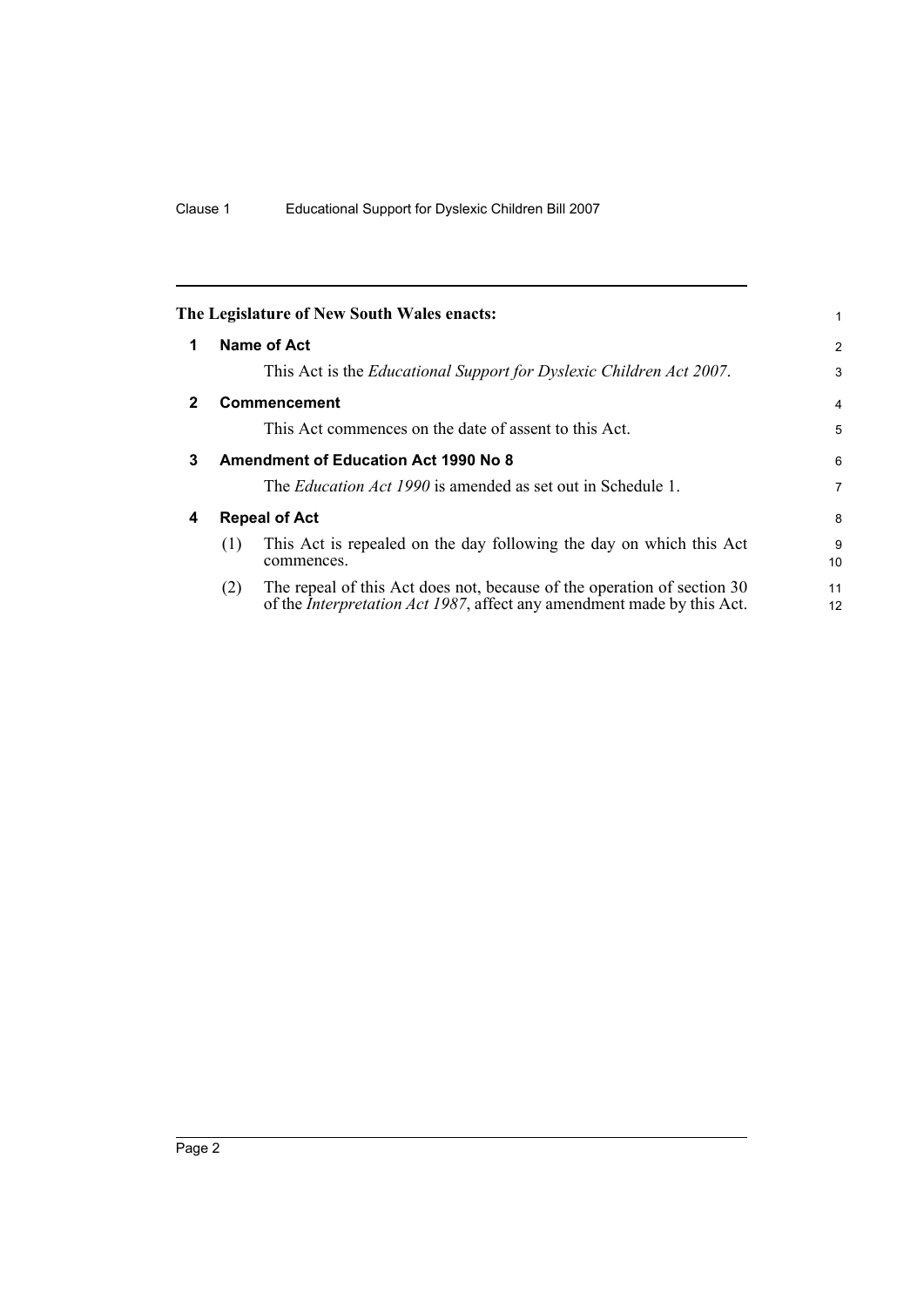**The Legislature of New South Wales enacts:**

## 1 Name of Act

This Act is the *Educational Support for Dyslexic Children Act 2007*.

## 2 Commencement

This Act commences on the date of assent to this Act.

## 3 Amendment of Education Act 1990 No 8

The *Education Act 1990* is amended as set out in Schedule 1.

## 4 Repeal of Act

(1) This Act is repealed on the day following the day on which this Act commences.

(2) The repeal of this Act does not, because of the operation of section 30 of the *Interpretation Act 1987*, affect any amendment made by this Act.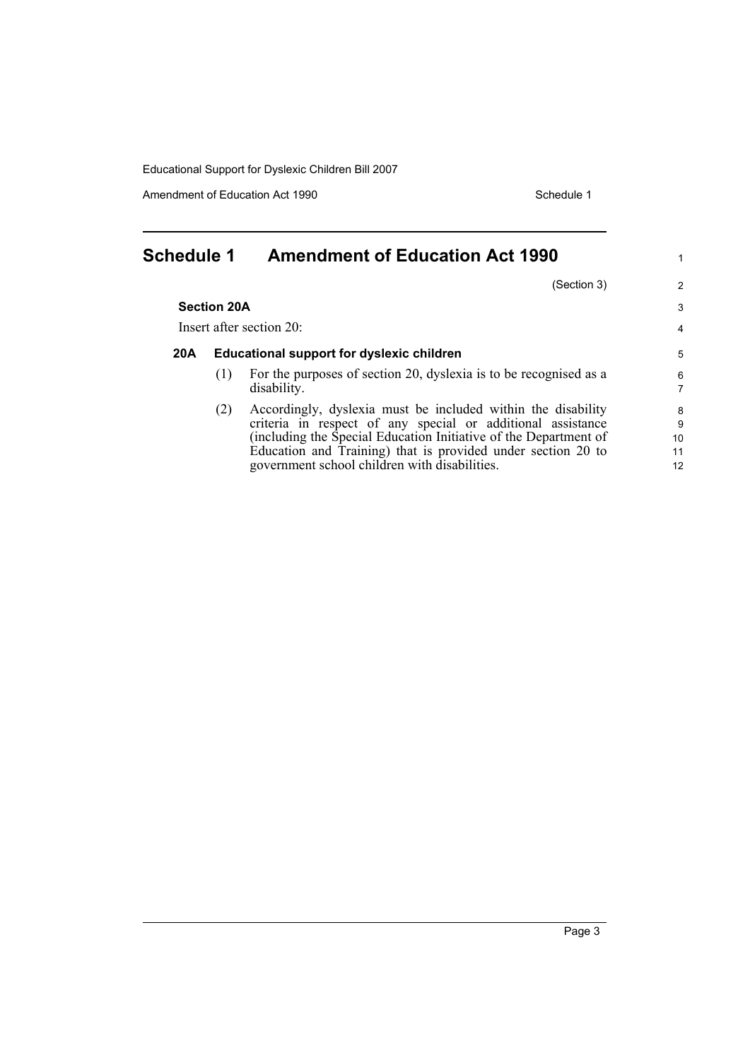## Schedule 1 Amendment of Education Act 1990

(Section 3)

**Section 20A**

Insert after section 20:

**20A Educational support for dyslexic children**

(1) For the purposes of section 20, dyslexia is to be recognised as a disability.

(2) Accordingly, dyslexia must be included within the disability criteria in respect of any special or additional assistance (including the Special Education Initiative of the Department of Education and Training) that is provided under section 20 to government school children with disabilities.